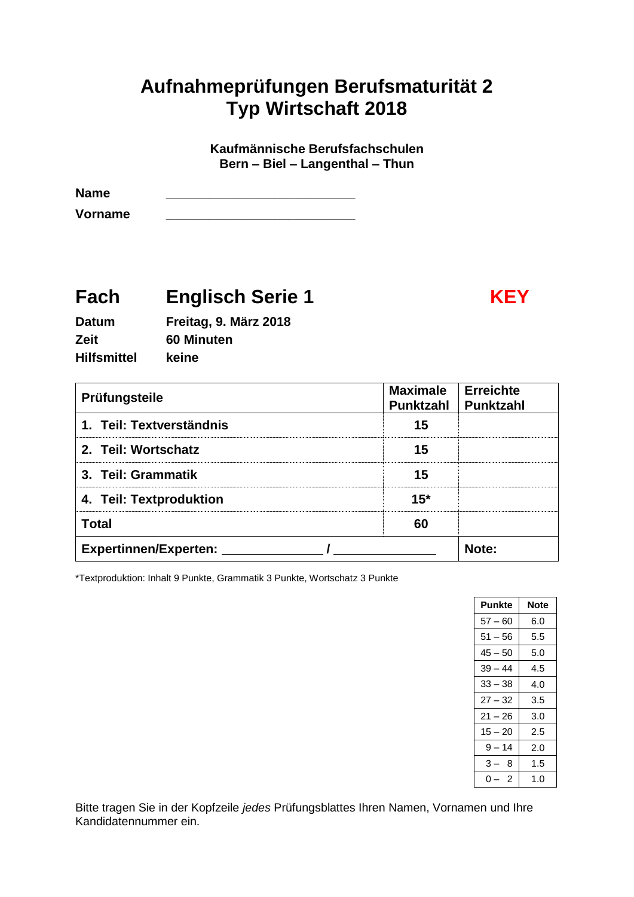# Aufnahmeprüfungen Berufsmaturität 2
# Typ Wirtschaft 2018

**Kaufmännische Berufsfachschulen**
**Bern – Biel – Langenthal – Thun**

**Name** ____________________________

**Vorname** ____________________________

## Fach Englisch Serie 1 KEY

**Datum** Freitag, 9. März 2018
**Zeit** 60 Minuten
**Hilfsmittel** keine

| Prüfungsteile | Maximale Punktzahl | Erreichte Punktzahl |
|---|---|---|
| 1. Teil: Textverständnis | 15 | |
| 2. Teil: Wortschatz | 15 | |
| 3. Teil: Grammatik | 15 | |
| 4. Teil: Textproduktion | 15* | |
| Total | 60 | |
| Expertinnen/Experten: ______________ / ______________ | | Note: |

*Textproduktion: Inhalt 9 Punkte, Grammatik 3 Punkte, Wortschatz 3 Punkte

| Punkte | Note |
|---|---|
| 57 – 60 | 6.0 |
| 51 – 56 | 5.5 |
| 45 – 50 | 5.0 |
| 39 – 44 | 4.5 |
| 33 – 38 | 4.0 |
| 27 – 32 | 3.5 |
| 21 – 26 | 3.0 |
| 15 – 20 | 2.5 |
| 9 – 14 | 2.0 |
| 3 – 8 | 1.5 |
| 0 – 2 | 1.0 |

Bitte tragen Sie in der Kopfzeile *jedes* Prüfungsblattes Ihren Namen, Vornamen und Ihre Kandidatennummer ein.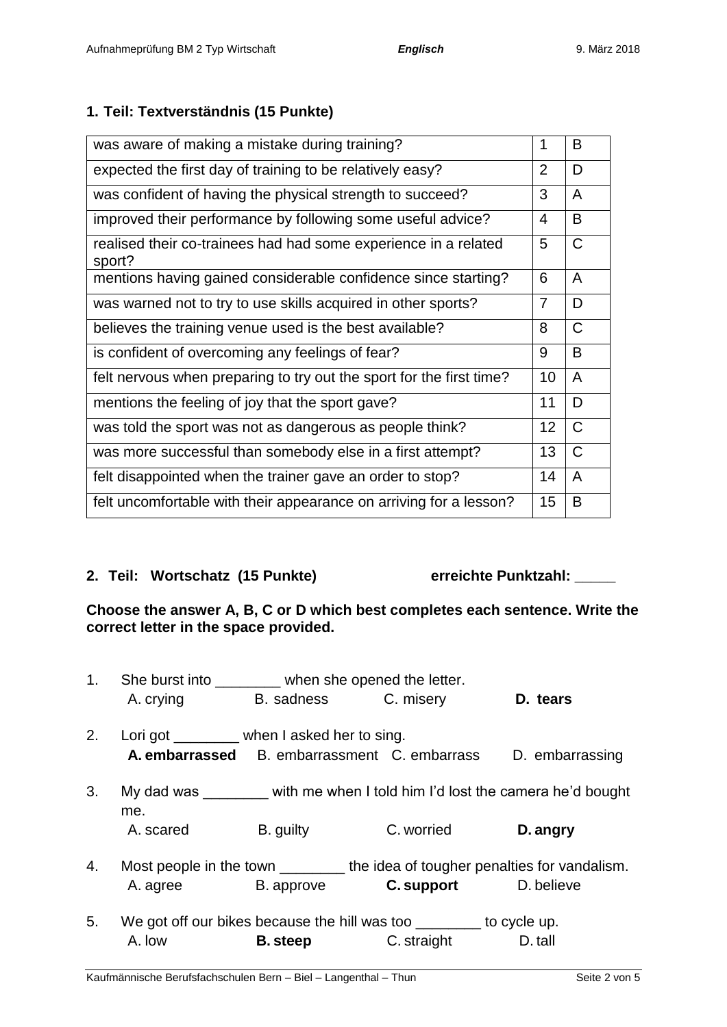## 1. Teil: Textverständnis (15 Punkte)

| | | |
|---|---|---|
| was aware of making a mistake during training? | 1 | B |
| expected the first day of training to be relatively easy? | 2 | D |
| was confident of having the physical strength to succeed? | 3 | A |
| improved their performance by following some useful advice? | 4 | B |
| realised their co-trainees had had some experience in a related sport? | 5 | C |
| mentions having gained considerable confidence since starting? | 6 | A |
| was warned not to try to use skills acquired in other sports? | 7 | D |
| believes the training venue used is the best available? | 8 | C |
| is confident of overcoming any feelings of fear? | 9 | B |
| felt nervous when preparing to try out the sport for the first time? | 10 | A |
| mentions the feeling of joy that the sport gave? | 11 | D |
| was told the sport was not as dangerous as people think? | 12 | C |
| was more successful than somebody else in a first attempt? | 13 | C |
| felt disappointed when the trainer gave an order to stop? | 14 | A |
| felt uncomfortable with their appearance on arriving for a lesson? | 15 | B |

## 2. Teil: Wortschatz (15 Punkte) erreichte Punktzahl: _____

**Choose the answer A, B, C or D which best completes each sentence. Write the correct letter in the space provided.**

1. She burst into ________ when she opened the letter.
   A. crying B. sadness C. misery **D. tears**

2. Lori got ________ when I asked her to sing.
   **A. embarrassed** B. embarrassment C. embarrass D. embarrassing

3. My dad was ________ with me when I told him I'd lost the camera he'd bought me.
   A. scared B. guilty C. worried **D. angry**

4. Most people in the town ________ the idea of tougher penalties for vandalism.
   A. agree B. approve **C. support** D. believe

5. We got off our bikes because the hill was too ________ to cycle up.
   A. low **B. steep** C. straight D. tall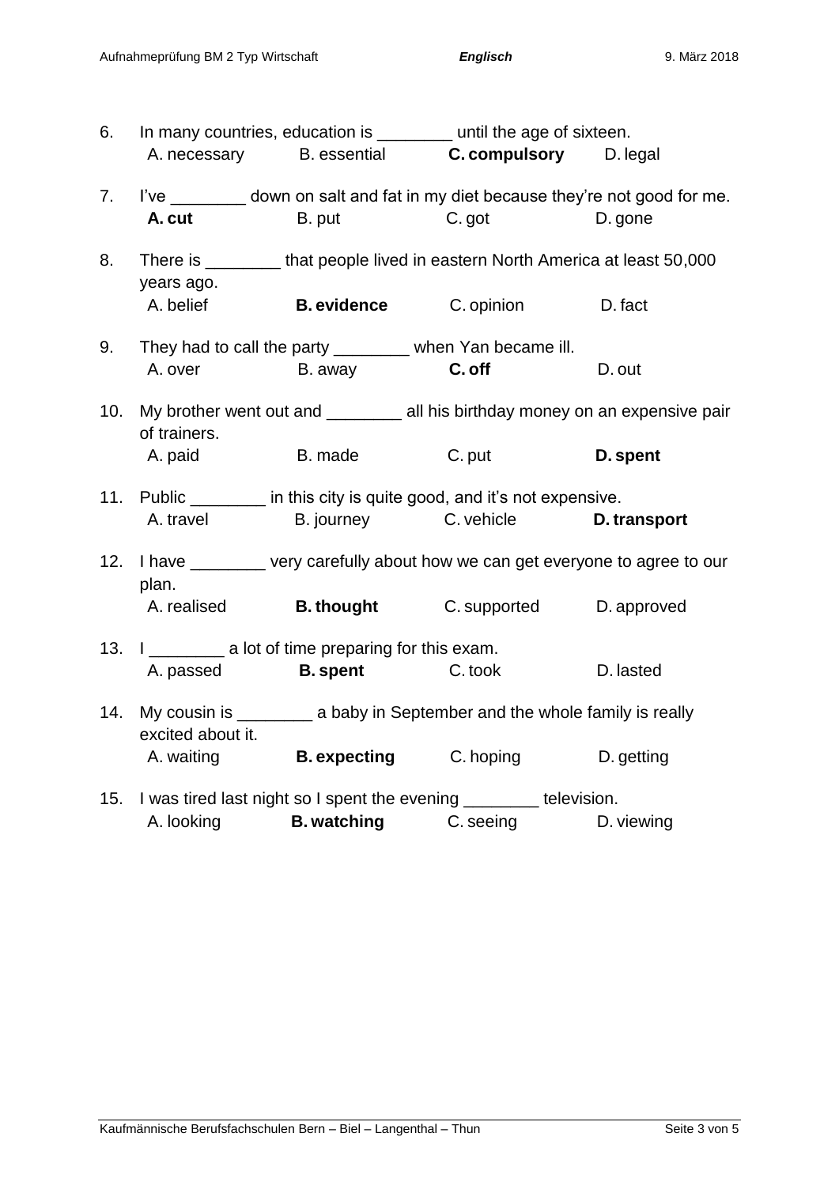6. In many countries, education is ________ until the age of sixteen.
   A. necessary B. essential **C. compulsory** D. legal

7. I've ________ down on salt and fat in my diet because they're not good for me.
   **A. cut** B. put C. got D. gone

8. There is ________ that people lived in eastern North America at least 50,000 years ago.
   A. belief **B. evidence** C. opinion D. fact

9. They had to call the party ________ when Yan became ill.
   A. over B. away **C. off** D. out

10. My brother went out and ________ all his birthday money on an expensive pair of trainers.
    A. paid B. made C. put **D. spent**

11. Public ________ in this city is quite good, and it's not expensive.
    A. travel B. journey C. vehicle **D. transport**

12. I have ________ very carefully about how we can get everyone to agree to our plan.
    A. realised **B. thought** C. supported D. approved

13. I ________ a lot of time preparing for this exam.
    A. passed **B. spent** C. took D. lasted

14. My cousin is ________ a baby in September and the whole family is really excited about it.
    A. waiting **B. expecting** C. hoping D. getting

15. I was tired last night so I spent the evening ________ television.
    A. looking **B. watching** C. seeing D. viewing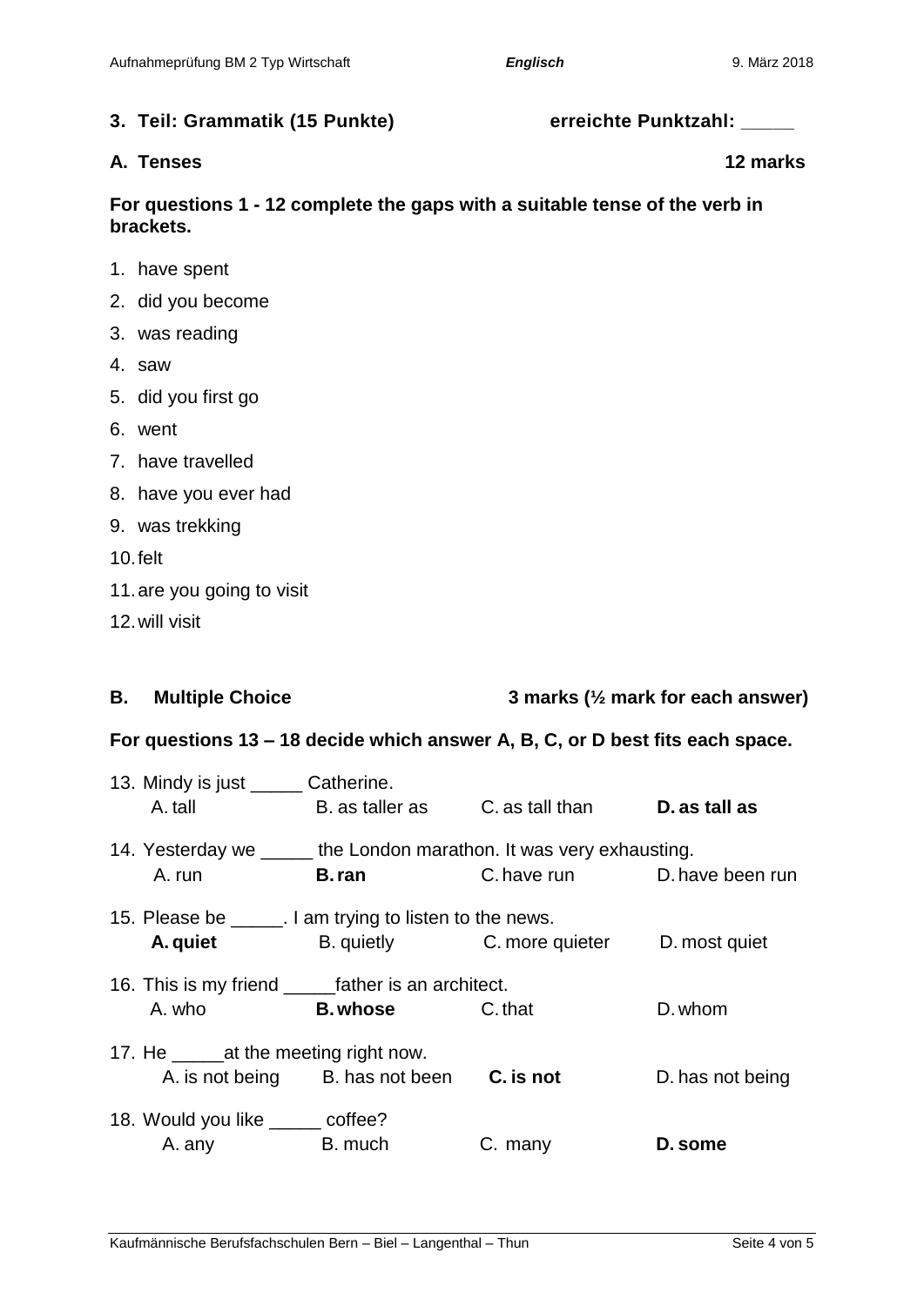**3. Teil: Grammatik (15 Punkte)** **erreichte Punktzahl: _____**

## A. Tenses **12 marks**

**For questions 1 - 12 complete the gaps with a suitable tense of the verb in brackets.**

1. have spent
2. did you become
3. was reading
4. saw
5. did you first go
6. went
7. have travelled
8. have you ever had
9. was trekking
10. felt
11. are you going to visit
12. will visit

## B. Multiple Choice **3 marks (½ mark for each answer)**

**For questions 13 – 18 decide which answer A, B, C, or D best fits each space.**

13. Mindy is just _____ Catherine.
    A. tall B. as taller as C. as tall than **D. as tall as**

14. Yesterday we _____ the London marathon. It was very exhausting.
    A. run **B. ran** C. have run D. have been run

15. Please be _____. I am trying to listen to the news.
    **A. quiet** B. quietly C. more quieter D. most quiet

16. This is my friend _____father is an architect.
    A. who **B. whose** C. that D. whom

17. He _____at the meeting right now.
    A. is not being B. has not been **C. is not** D. has not being

18. Would you like _____ coffee?
    A. any B. much C. many **D. some**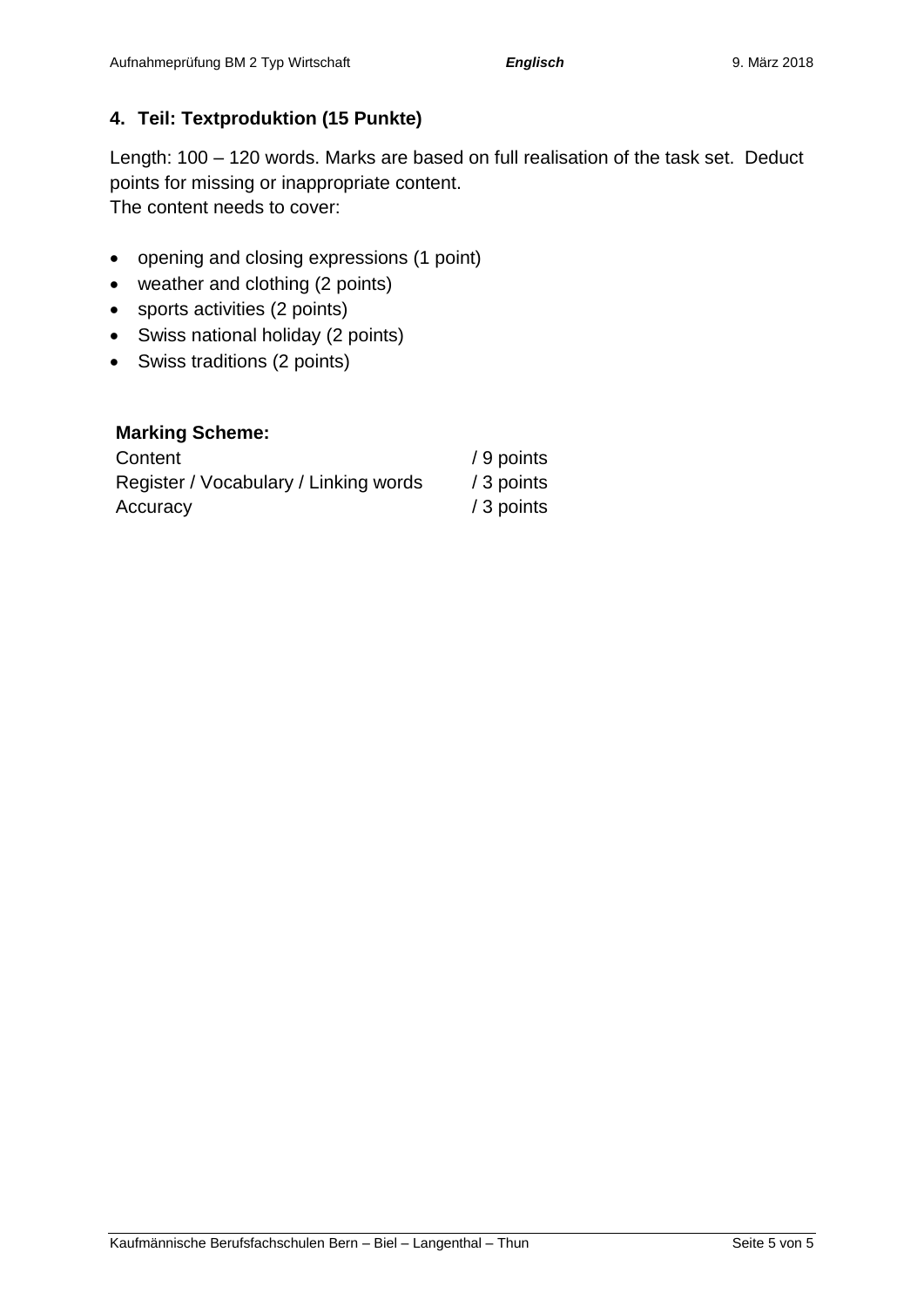## 4. Teil: Textproduktion (15 Punkte)

Length: 100 – 120 words. Marks are based on full realisation of the task set. Deduct points for missing or inappropriate content.
The content needs to cover:

- opening and closing expressions (1 point)
- weather and clothing (2 points)
- sports activities (2 points)
- Swiss national holiday (2 points)
- Swiss traditions (2 points)

**Marking Scheme:**

| | |
|---|---|
| Content | / 9 points |
| Register / Vocabulary / Linking words | / 3 points |
| Accuracy | / 3 points |